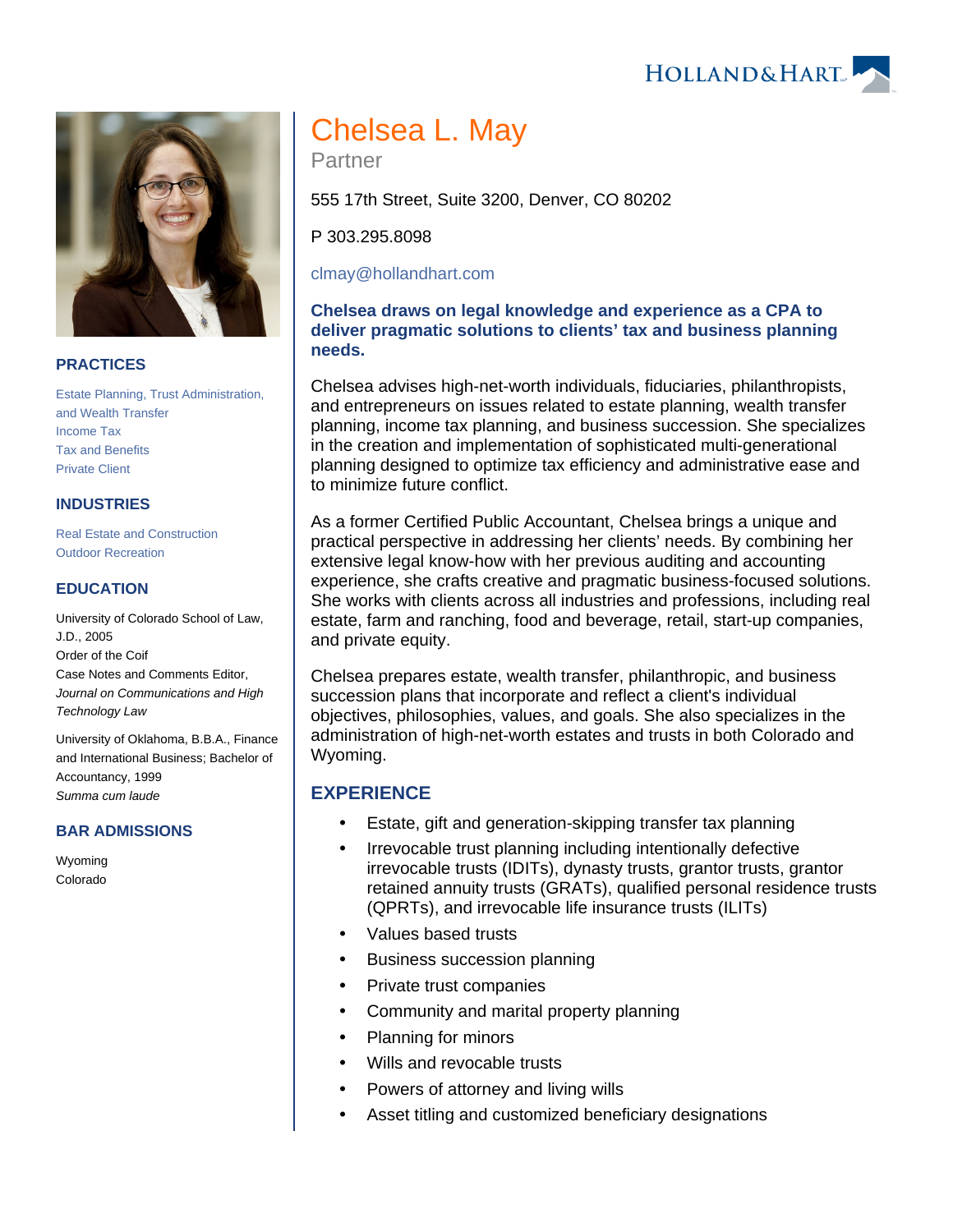# Chelsea L. May

Partner

555 17th Street, Suite 3200, Denver, CO 80202

P 303.295.8098

clmay@hollandhart.com

**Chelsea draws on legal knowledge and experience as a CPA to deliver pragmatic solutions to clients' tax and business planning needs.**

Chelsea advises high-net-worth individuals, fiduciaries, philanthropists, and entrepreneurs on issues related to estate planning, wealth transfer planning, income tax planning, and business succession. She specializes in the creation and implementation of sophisticated multi-generational planning designed to optimize tax efficiency and administrative ease and to minimize future conflict.

As a former Certified Public Accountant, Chelsea brings a unique and practical perspective in addressing her clients' needs. By combining her extensive legal know-how with her previous auditing and accounting experience, she crafts creative and pragmatic business-focused solutions. She works with clients across all industries and professions, including real estate, farm and ranching, food and beverage, retail, start-up companies, and private equity.

Chelsea prepares estate, wealth transfer, philanthropic, and business succession plans that incorporate and reflect a client's individual objectives, philosophies, values, and goals. She also specializes in the administration of high-net-worth estates and trusts in both Colorado and Wyoming.

## EXPERIENCE

- Estate, gift and generation-skipping transfer tax planning
- Irrevocable trust planning including intentionally defective irrevocable trusts (IDITs), dynasty trusts, grantor trusts, grantor retained annuity trusts (GRATs), qualified personal residence trusts (QPRTs), and irrevocable life insurance trusts (ILITs)
- Values based trusts
- Business succession planning
- Private trust companies
- Community and marital property planning
- Planning for minors
- Wills and revocable trusts
- Powers of attorney and living wills
- Asset titling and customized beneficiary designations

## PRACTICES

Estate Planning, Trust Administration, and Wealth Transfer
Income Tax
Tax and Benefits
Private Client

## INDUSTRIES

Real Estate and Construction
Outdoor Recreation

## EDUCATION

University of Colorado School of Law, J.D., 2005
Order of the Coif
Case Notes and Comments Editor, *Journal on Communications and High Technology Law*

University of Oklahoma, B.B.A., Finance and International Business; Bachelor of Accountancy, 1999
*Summa cum laude*

## BAR ADMISSIONS

Wyoming
Colorado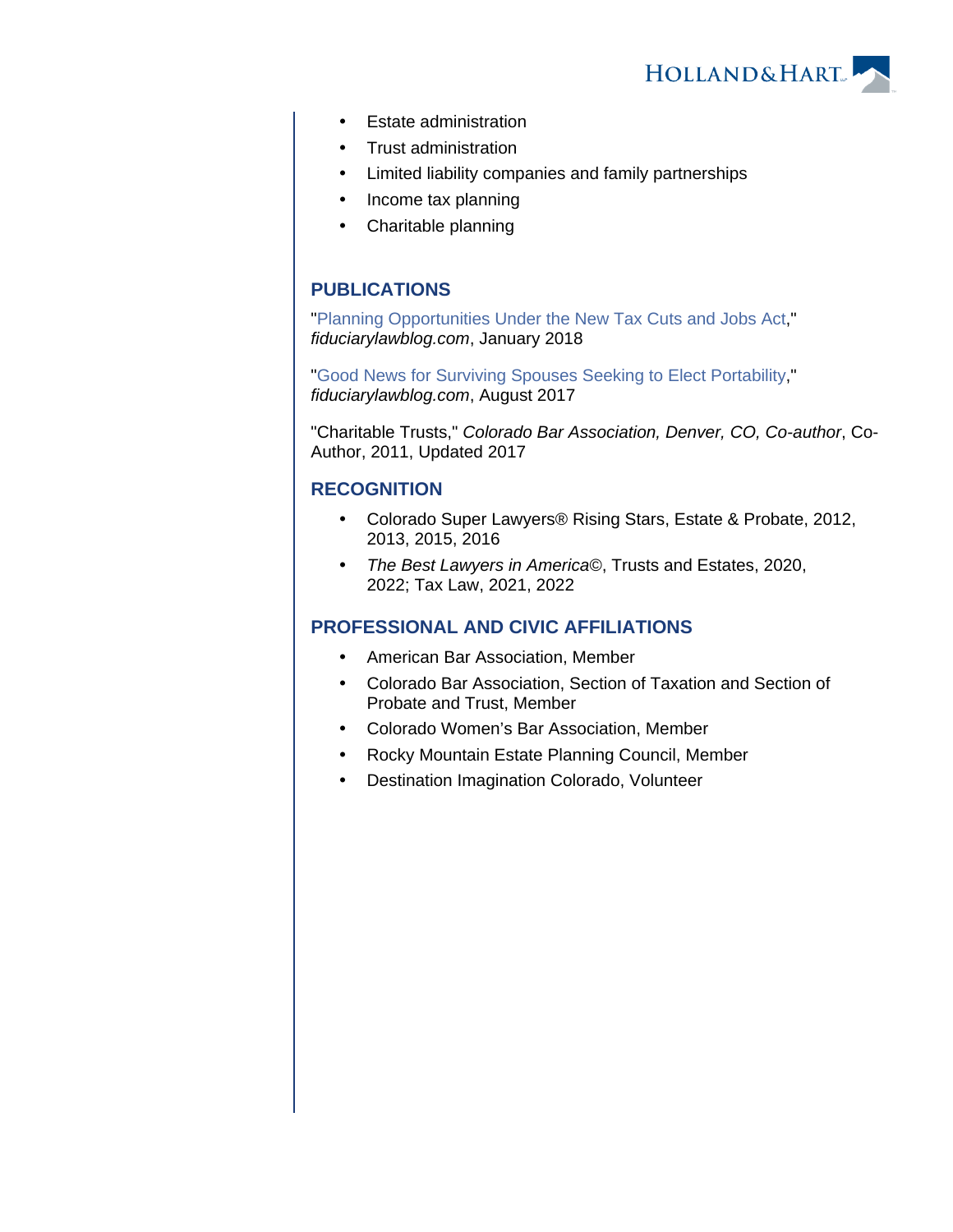- Estate administration
- Trust administration
- Limited liability companies and family partnerships
- Income tax planning
- Charitable planning

## PUBLICATIONS

"Planning Opportunities Under the New Tax Cuts and Jobs Act," *fiduciarylawblog.com*, January 2018

"Good News for Surviving Spouses Seeking to Elect Portability," *fiduciarylawblog.com*, August 2017

"Charitable Trusts," *Colorado Bar Association, Denver, CO, Co-author*, Co-Author, 2011, Updated 2017

## RECOGNITION

- Colorado Super Lawyers® Rising Stars, Estate & Probate, 2012, 2013, 2015, 2016
- *The Best Lawyers in America*©, Trusts and Estates, 2020, 2022; Tax Law, 2021, 2022

## PROFESSIONAL AND CIVIC AFFILIATIONS

- American Bar Association, Member
- Colorado Bar Association, Section of Taxation and Section of Probate and Trust, Member
- Colorado Women's Bar Association, Member
- Rocky Mountain Estate Planning Council, Member
- Destination Imagination Colorado, Volunteer